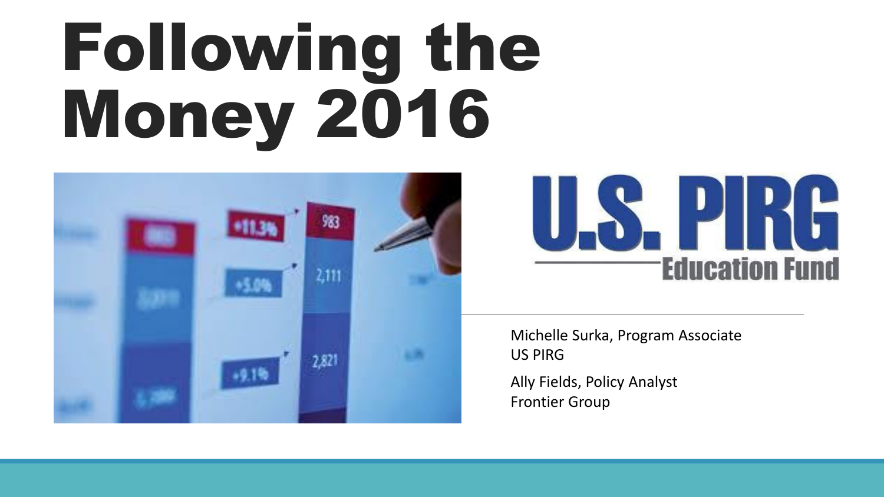# Following the Money 2016

U.S. PIRG Education Fund

Michelle Surka, Program Associate
US PIRG

Ally Fields, Policy Analyst
Frontier Group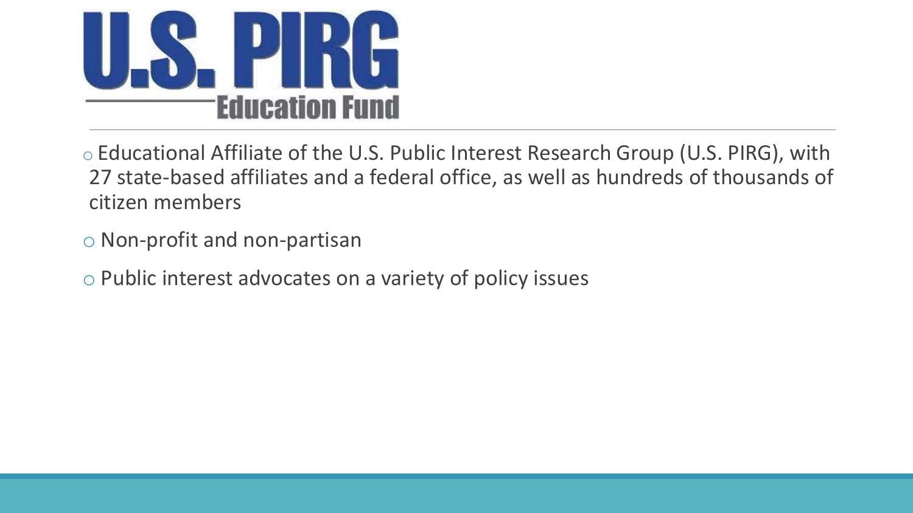# U.S. PIRG Education Fund

- Educational Affiliate of the U.S. Public Interest Research Group (U.S. PIRG), with 27 state-based affiliates and a federal office, as well as hundreds of thousands of citizen members
- Non-profit and non-partisan
- Public interest advocates on a variety of policy issues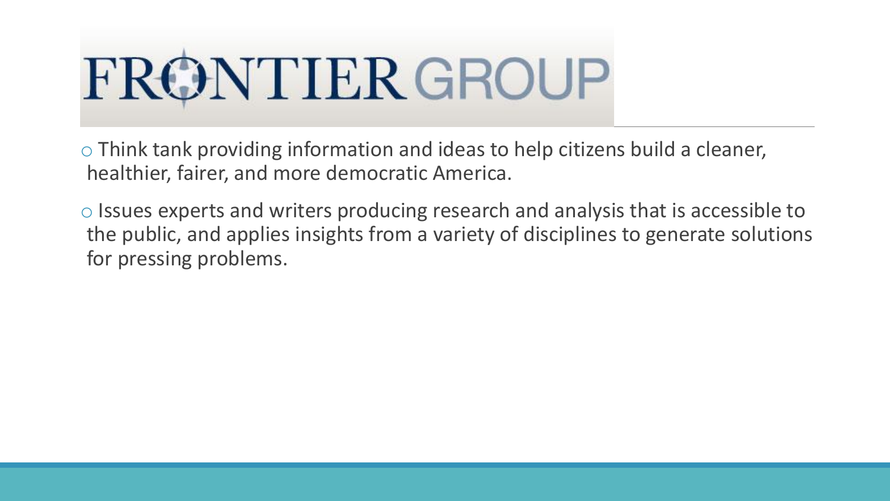# FRONTIER GROUP

- Think tank providing information and ideas to help citizens build a cleaner, healthier, fairer, and more democratic America.
- Issues experts and writers producing research and analysis that is accessible to the public, and applies insights from a variety of disciplines to generate solutions for pressing problems.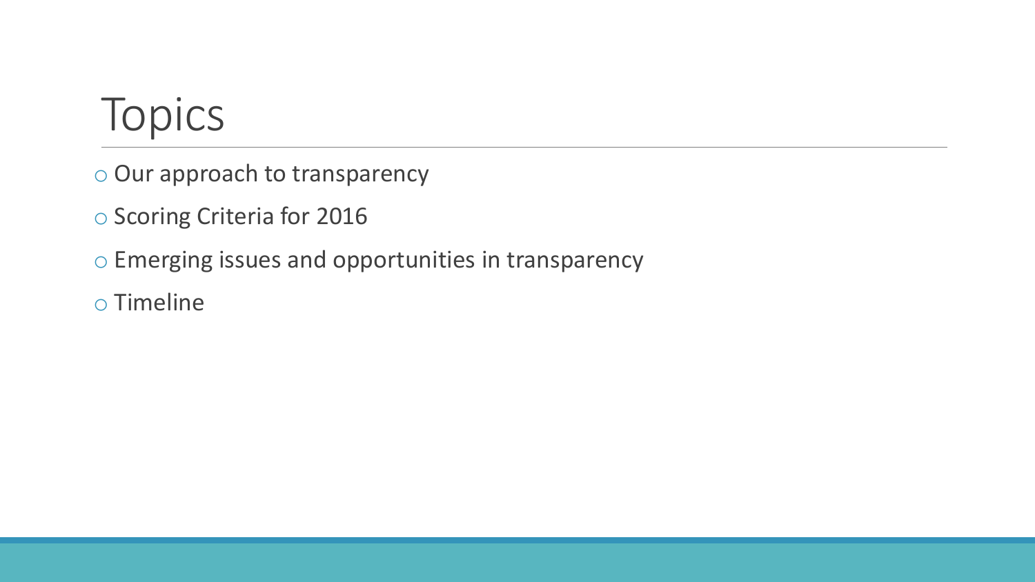# Topics

- Our approach to transparency
- Scoring Criteria for 2016
- Emerging issues and opportunities in transparency
- Timeline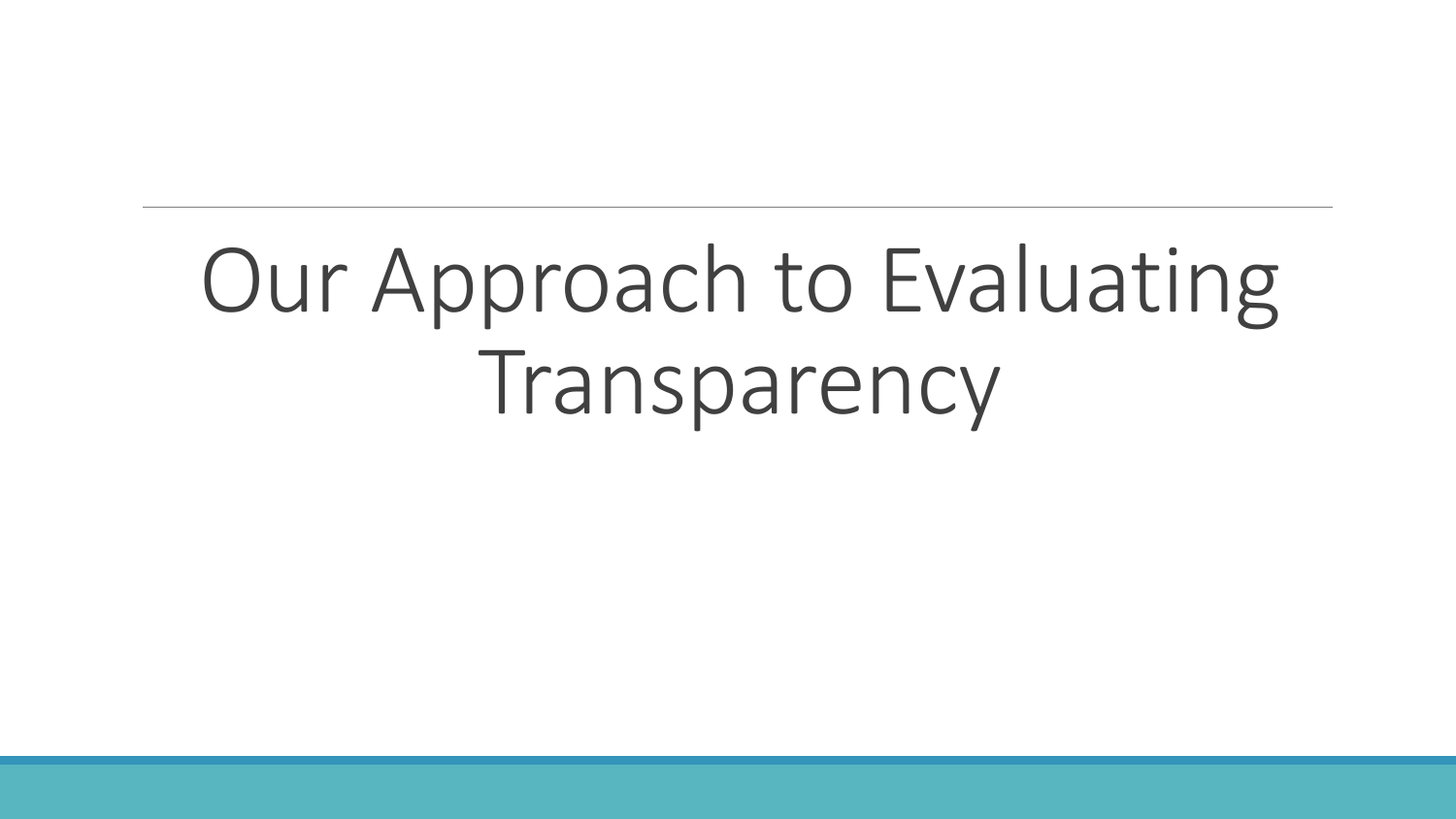# Our Approach to Evaluating Transparency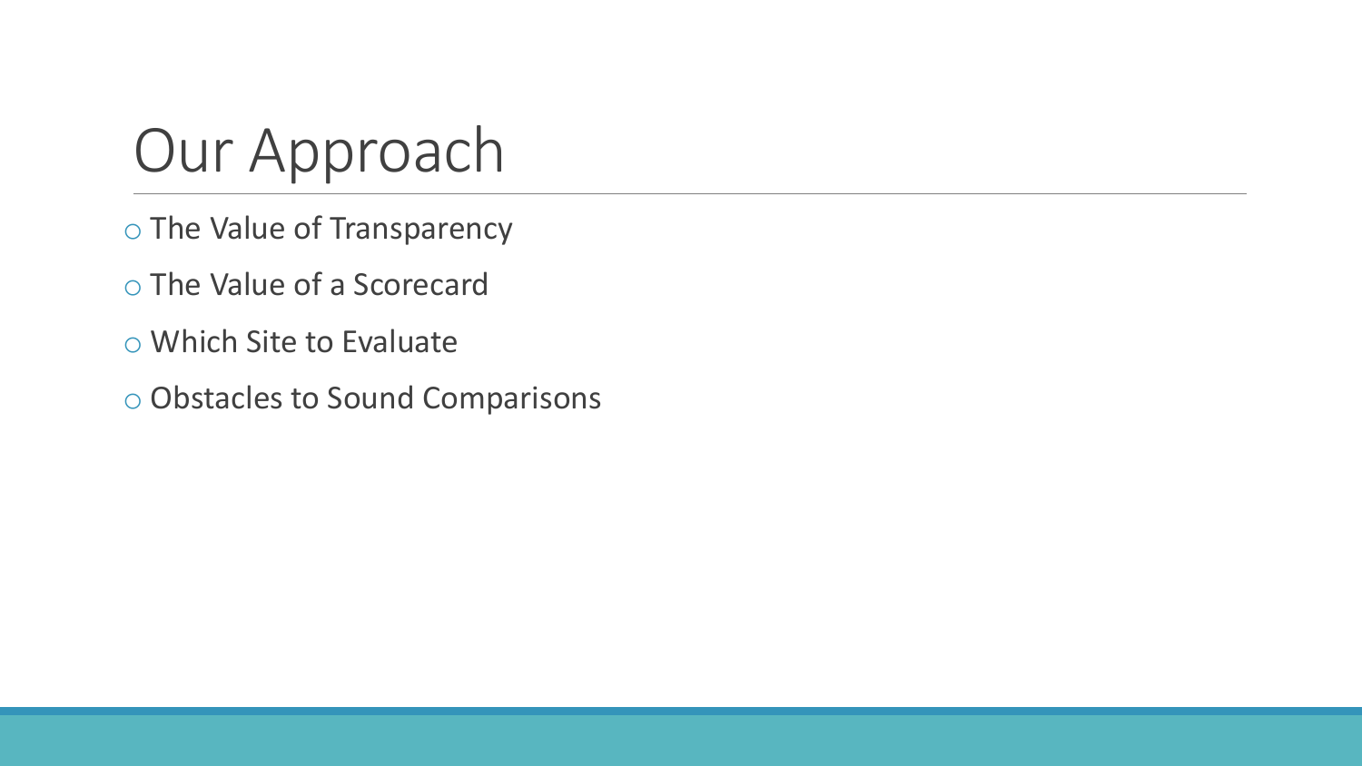# Our Approach

- The Value of Transparency
- The Value of a Scorecard
- Which Site to Evaluate
- Obstacles to Sound Comparisons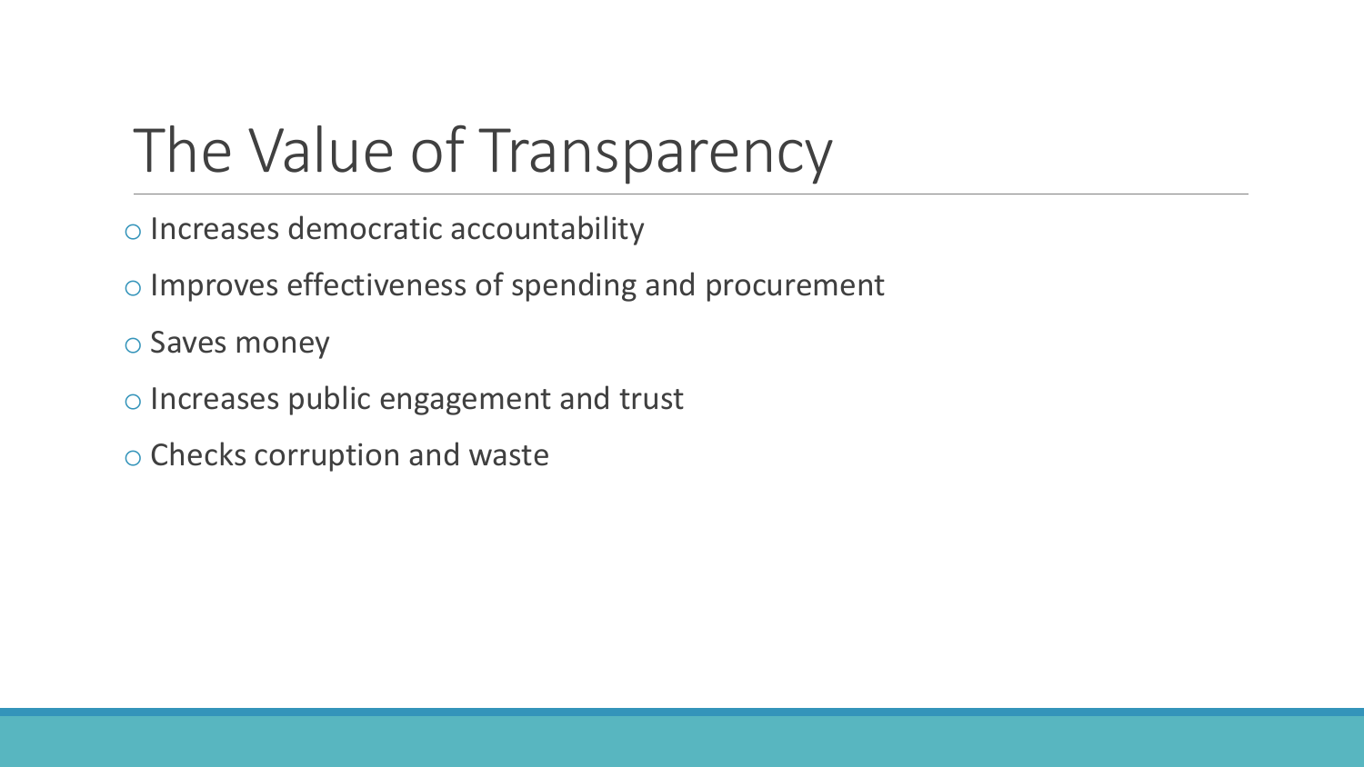# The Value of Transparency

- Increases democratic accountability
- Improves effectiveness of spending and procurement
- Saves money
- Increases public engagement and trust
- Checks corruption and waste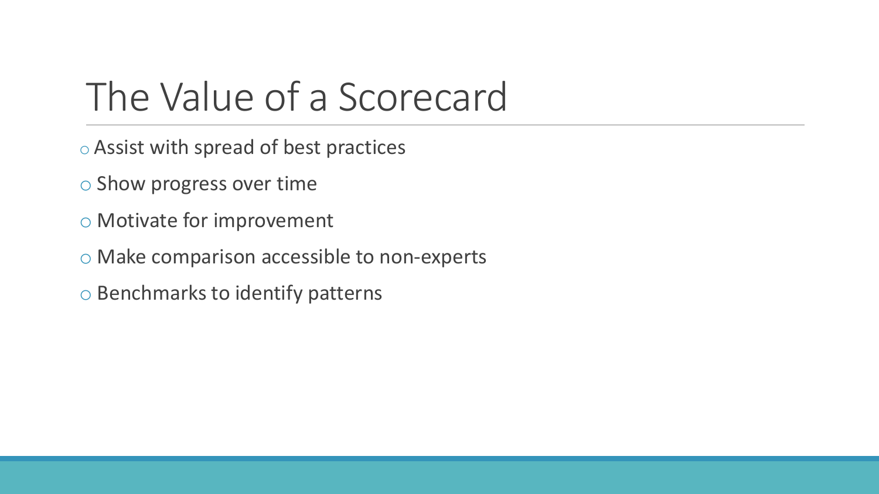# The Value of a Scorecard

- Assist with spread of best practices
- Show progress over time
- Motivate for improvement
- Make comparison accessible to non-experts
- Benchmarks to identify patterns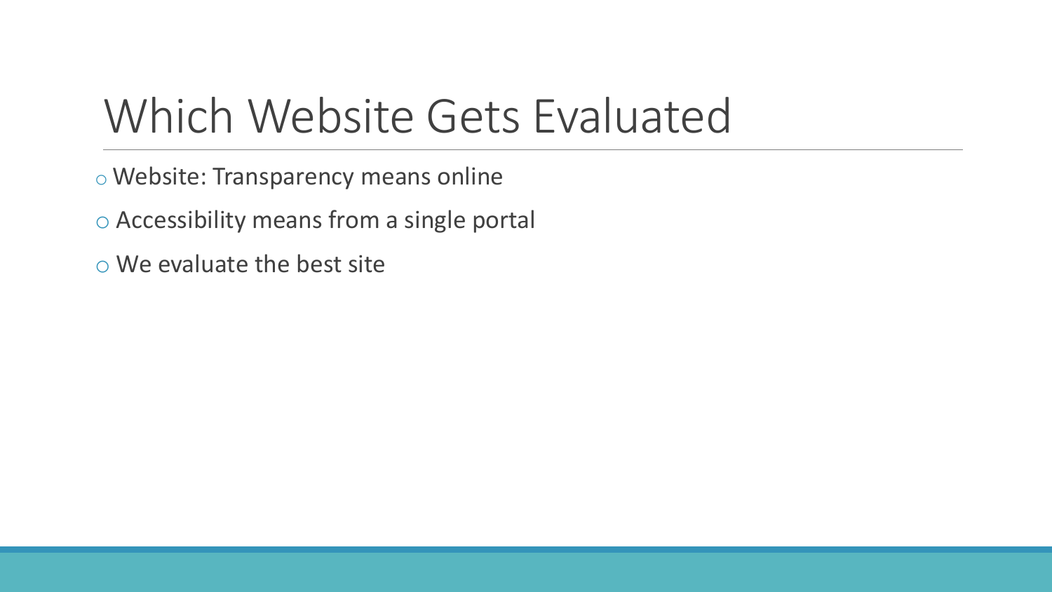# Which Website Gets Evaluated

- Website: Transparency means online
- Accessibility means from a single portal
- We evaluate the best site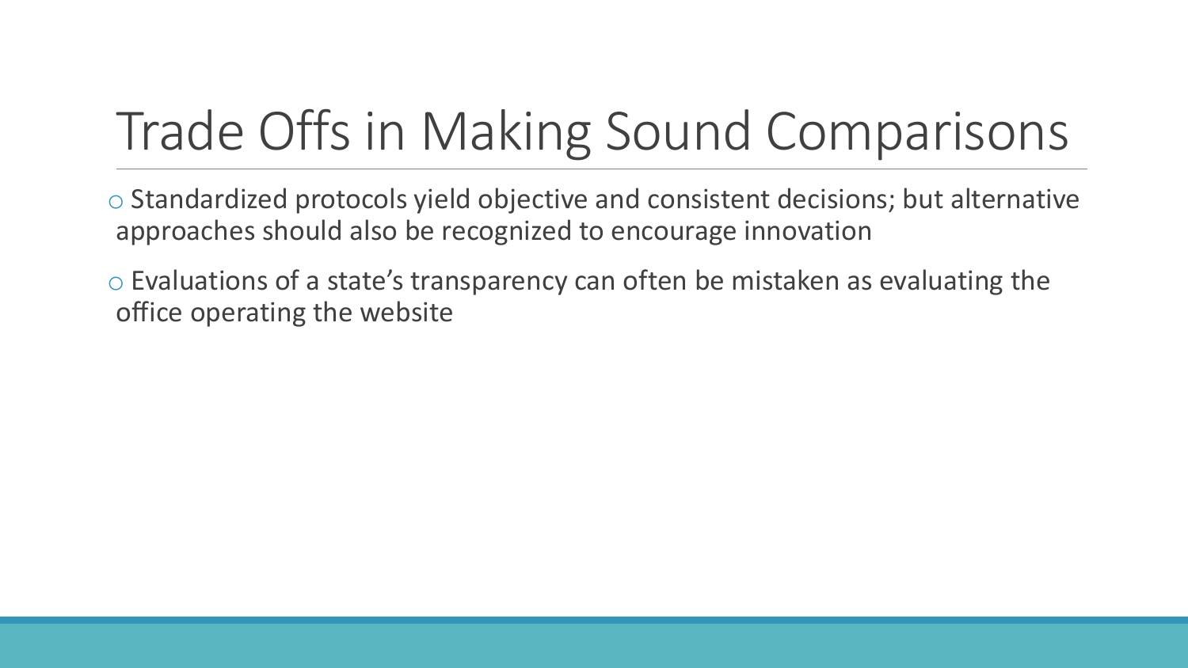# Trade Offs in Making Sound Comparisons

- Standardized protocols yield objective and consistent decisions; but alternative approaches should also be recognized to encourage innovation
- Evaluations of a state's transparency can often be mistaken as evaluating the office operating the website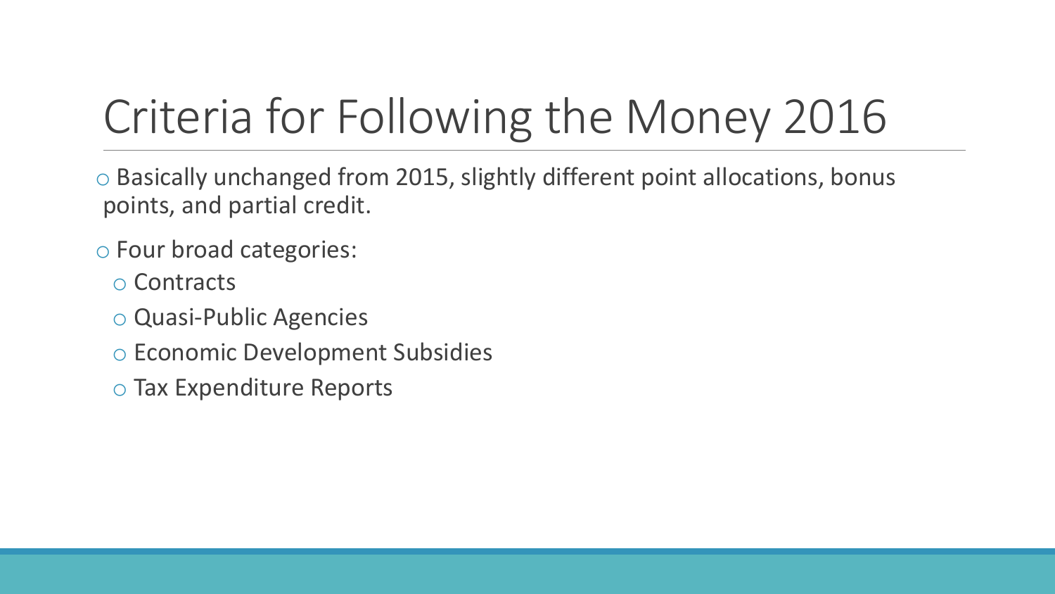# Criteria for Following the Money 2016

- Basically unchanged from 2015, slightly different point allocations, bonus points, and partial credit.
- Four broad categories:
  - Contracts
  - Quasi-Public Agencies
  - Economic Development Subsidies
  - Tax Expenditure Reports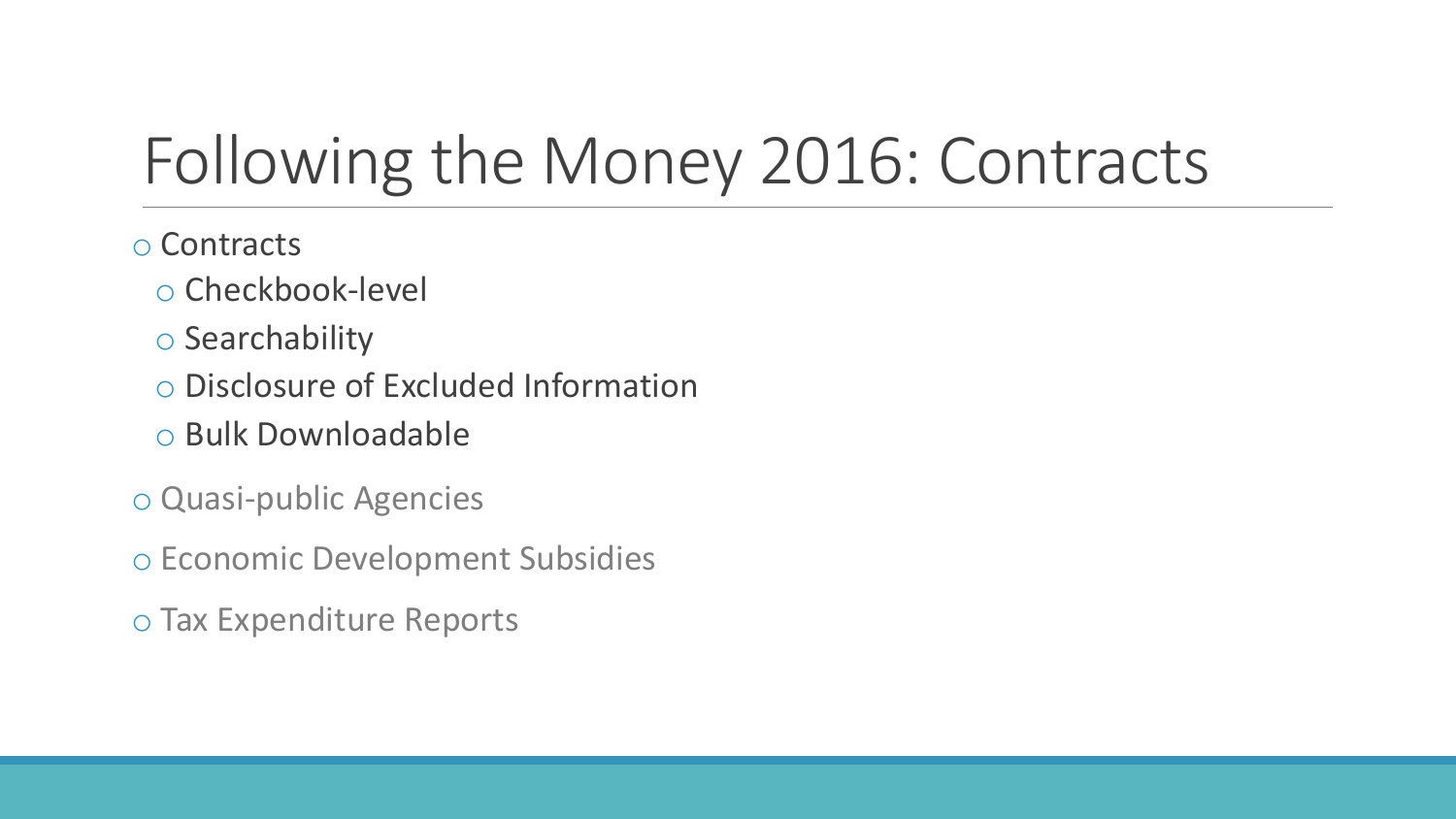# Following the Money 2016: Contracts

- Contracts
  - Checkbook-level
  - Searchability
  - Disclosure of Excluded Information
  - Bulk Downloadable
- Quasi-public Agencies
- Economic Development Subsidies
- Tax Expenditure Reports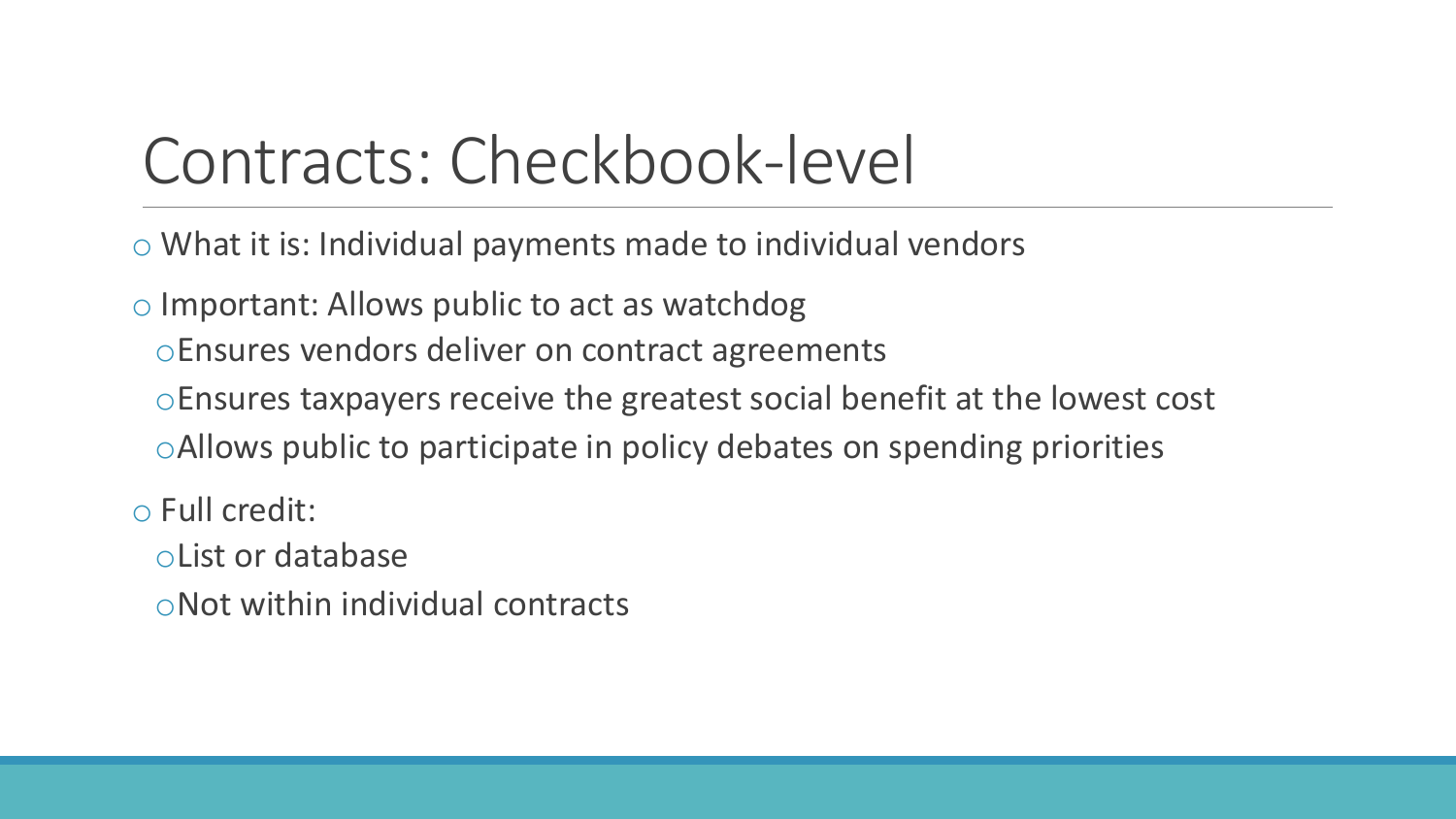# Contracts: Checkbook-level

- What it is: Individual payments made to individual vendors
- Important: Allows public to act as watchdog
  - Ensures vendors deliver on contract agreements
  - Ensures taxpayers receive the greatest social benefit at the lowest cost
  - Allows public to participate in policy debates on spending priorities
- Full credit:
  - List or database
  - Not within individual contracts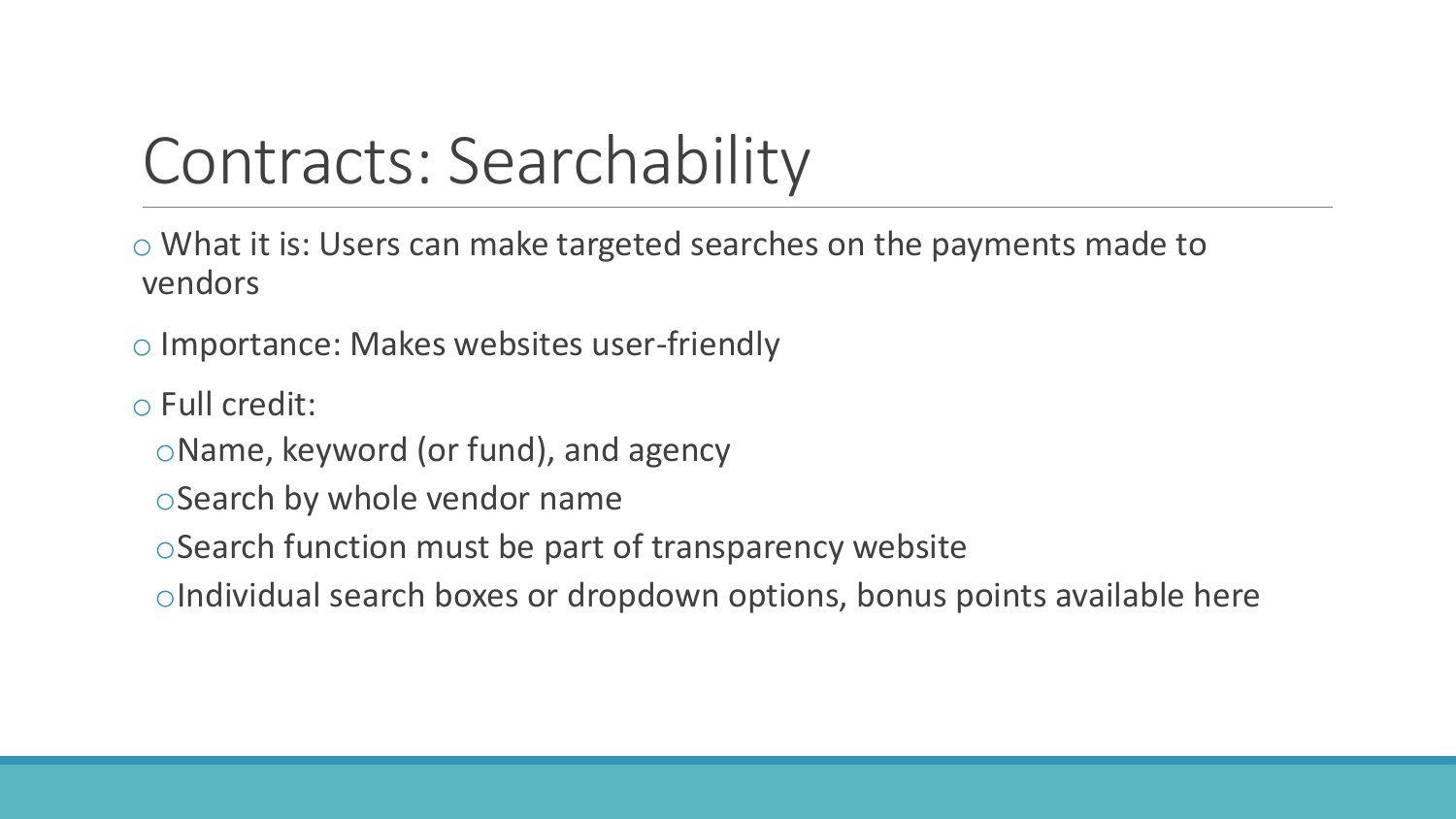# Contracts: Searchability

- What it is: Users can make targeted searches on the payments made to vendors
- Importance: Makes websites user-friendly
- Full credit:
  - Name, keyword (or fund), and agency
  - Search by whole vendor name
  - Search function must be part of transparency website
  - Individual search boxes or dropdown options, bonus points available here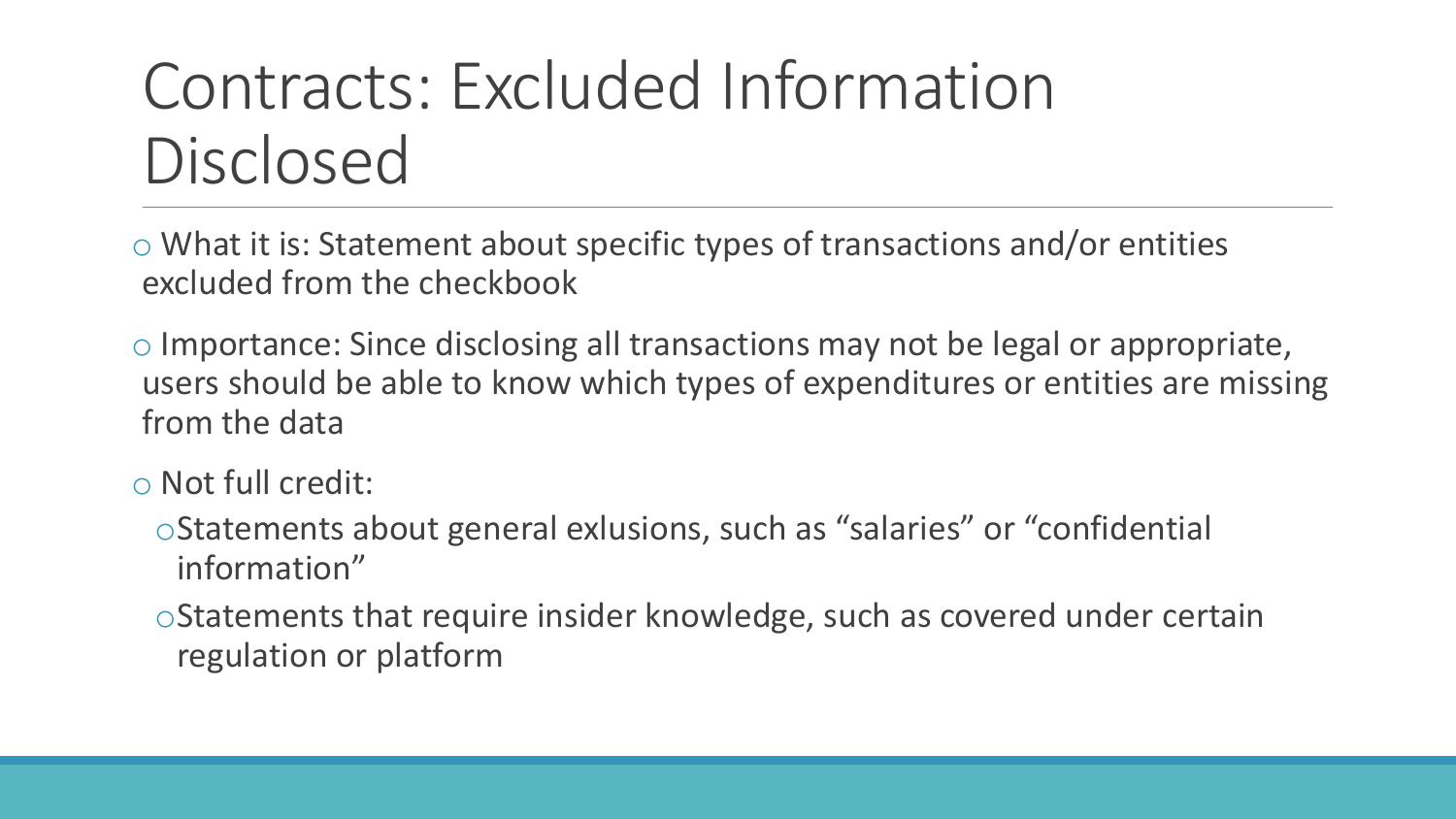# Contracts: Excluded Information Disclosed

- What it is: Statement about specific types of transactions and/or entities excluded from the checkbook
- Importance: Since disclosing all transactions may not be legal or appropriate, users should be able to know which types of expenditures or entities are missing from the data
- Not full credit:
  - Statements about general exlusions, such as "salaries" or "confidential information"
  - Statements that require insider knowledge, such as covered under certain regulation or platform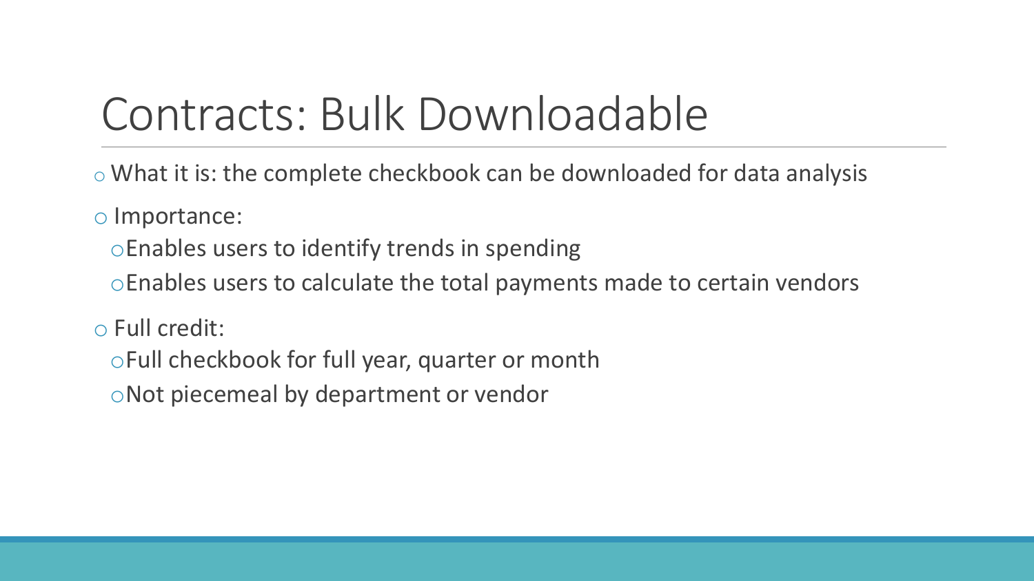# Contracts: Bulk Downloadable

- What it is: the complete checkbook can be downloaded for data analysis
- Importance:
  - Enables users to identify trends in spending
  - Enables users to calculate the total payments made to certain vendors
- Full credit:
  - Full checkbook for full year, quarter or month
  - Not piecemeal by department or vendor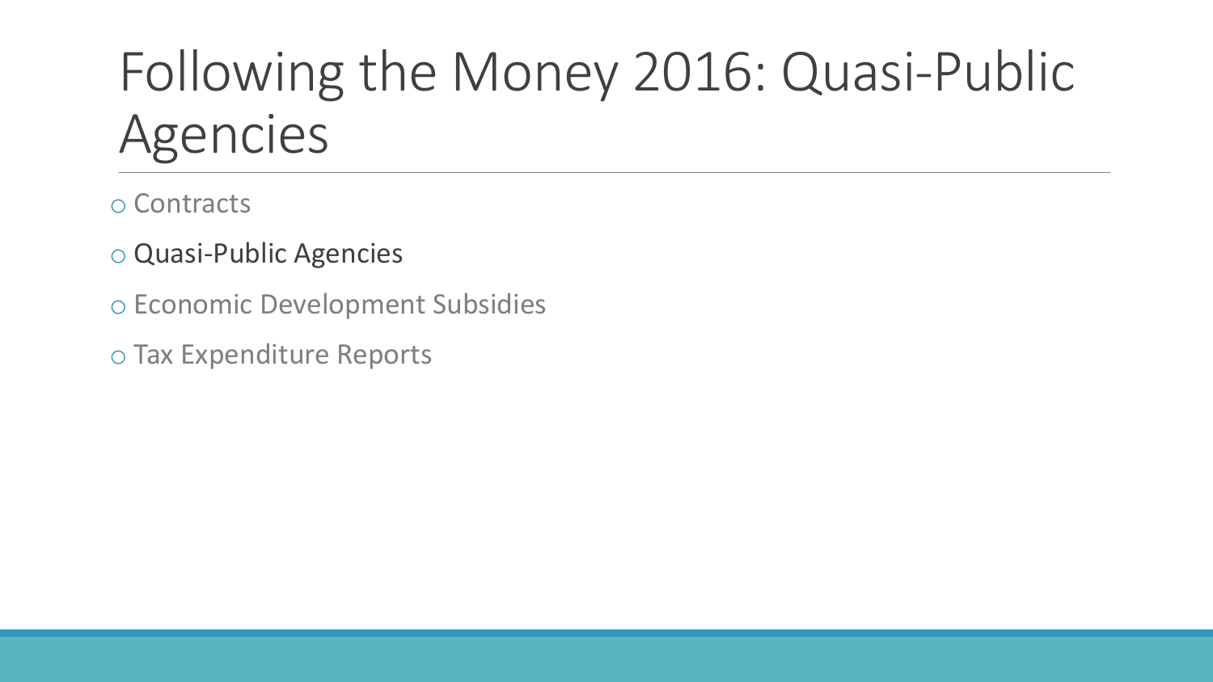# Following the Money 2016: Quasi-Public Agencies

- Contracts
- Quasi-Public Agencies
- Economic Development Subsidies
- Tax Expenditure Reports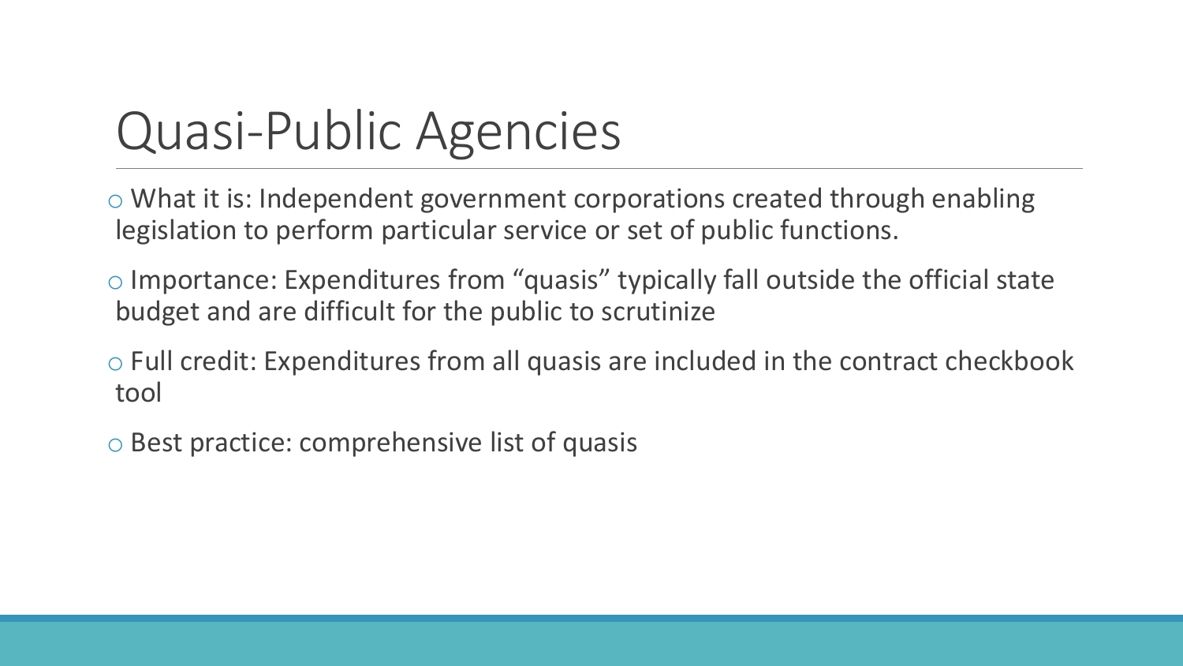# Quasi-Public Agencies

- What it is: Independent government corporations created through enabling legislation to perform particular service or set of public functions.
- Importance: Expenditures from "quasis" typically fall outside the official state budget and are difficult for the public to scrutinize
- Full credit: Expenditures from all quasis are included in the contract checkbook tool
- Best practice: comprehensive list of quasis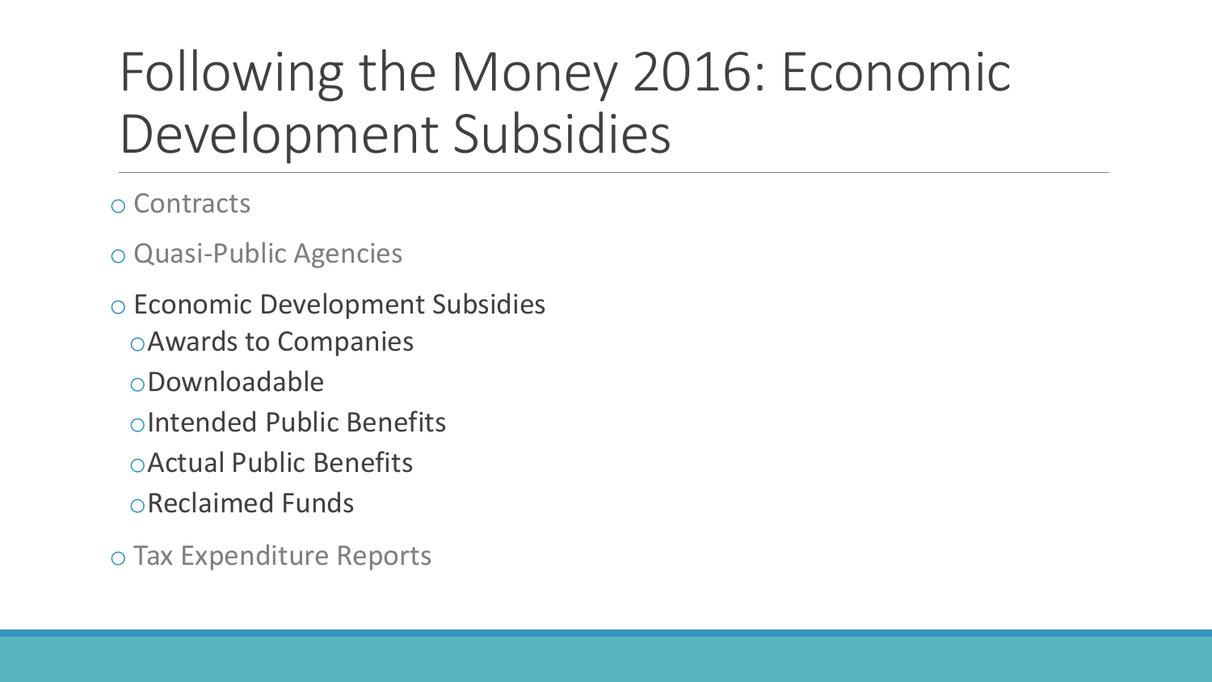# Following the Money 2016: Economic Development Subsidies

- Contracts
- Quasi-Public Agencies
- Economic Development Subsidies
  - Awards to Companies
  - Downloadable
  - Intended Public Benefits
  - Actual Public Benefits
  - Reclaimed Funds
- Tax Expenditure Reports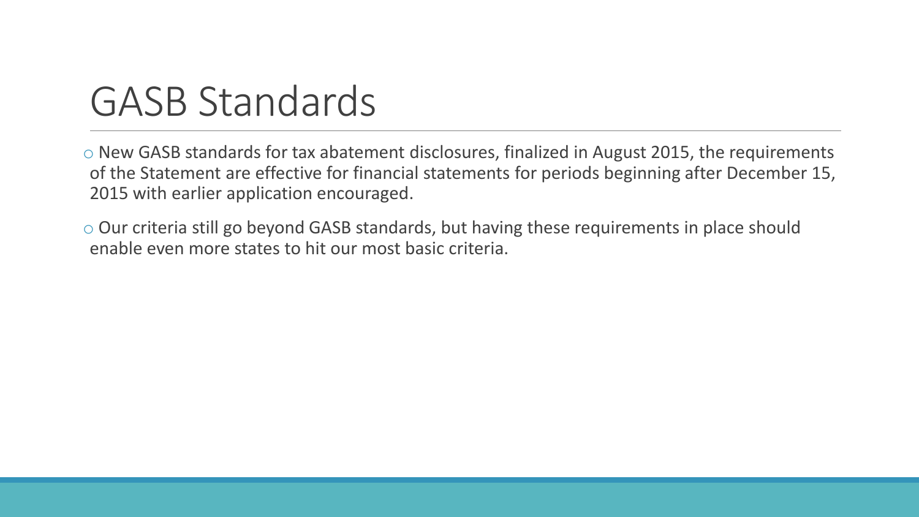# GASB Standards

- New GASB standards for tax abatement disclosures, finalized in August 2015, the requirements of the Statement are effective for financial statements for periods beginning after December 15, 2015 with earlier application encouraged.
- Our criteria still go beyond GASB standards, but having these requirements in place should enable even more states to hit our most basic criteria.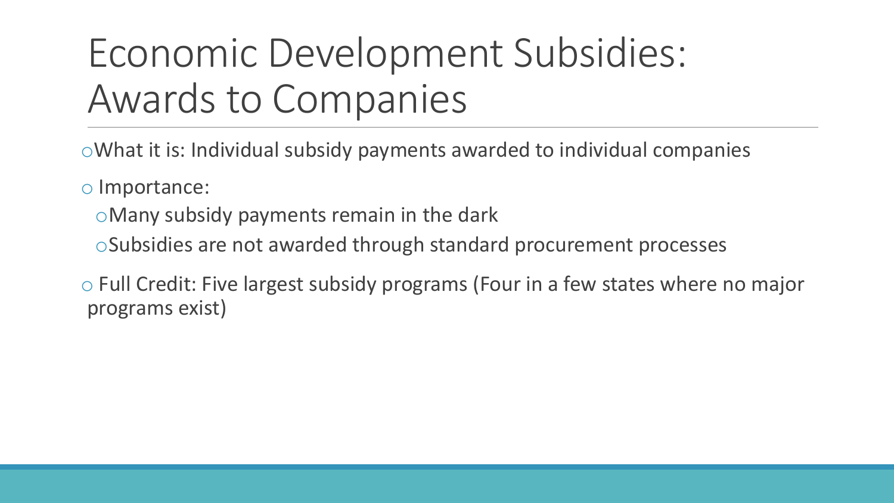# Economic Development Subsidies: Awards to Companies

- What it is: Individual subsidy payments awarded to individual companies
- Importance:
  - Many subsidy payments remain in the dark
  - Subsidies are not awarded through standard procurement processes
- Full Credit: Five largest subsidy programs (Four in a few states where no major programs exist)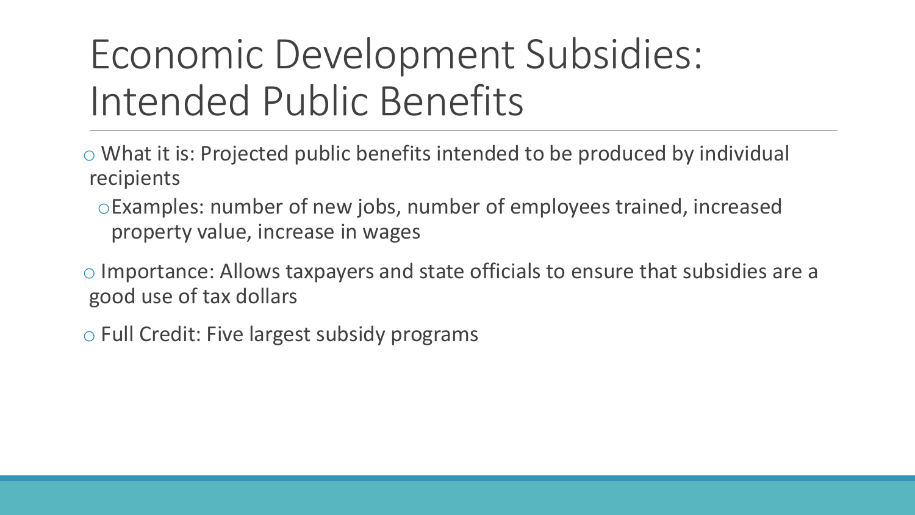# Economic Development Subsidies: Intended Public Benefits

- What it is: Projected public benefits intended to be produced by individual recipients
  - Examples: number of new jobs, number of employees trained, increased property value, increase in wages
- Importance: Allows taxpayers and state officials to ensure that subsidies are a good use of tax dollars
- Full Credit: Five largest subsidy programs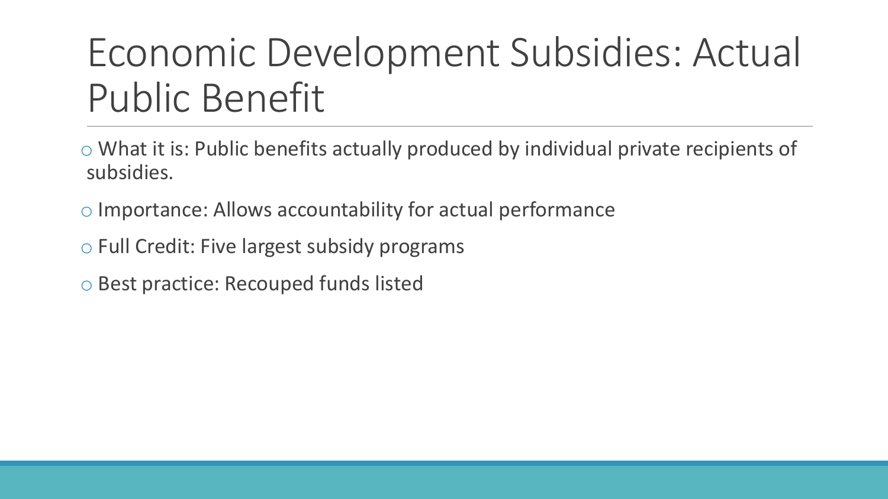# Economic Development Subsidies: Actual Public Benefit

- What it is: Public benefits actually produced by individual private recipients of subsidies.
- Importance: Allows accountability for actual performance
- Full Credit: Five largest subsidy programs
- Best practice: Recouped funds listed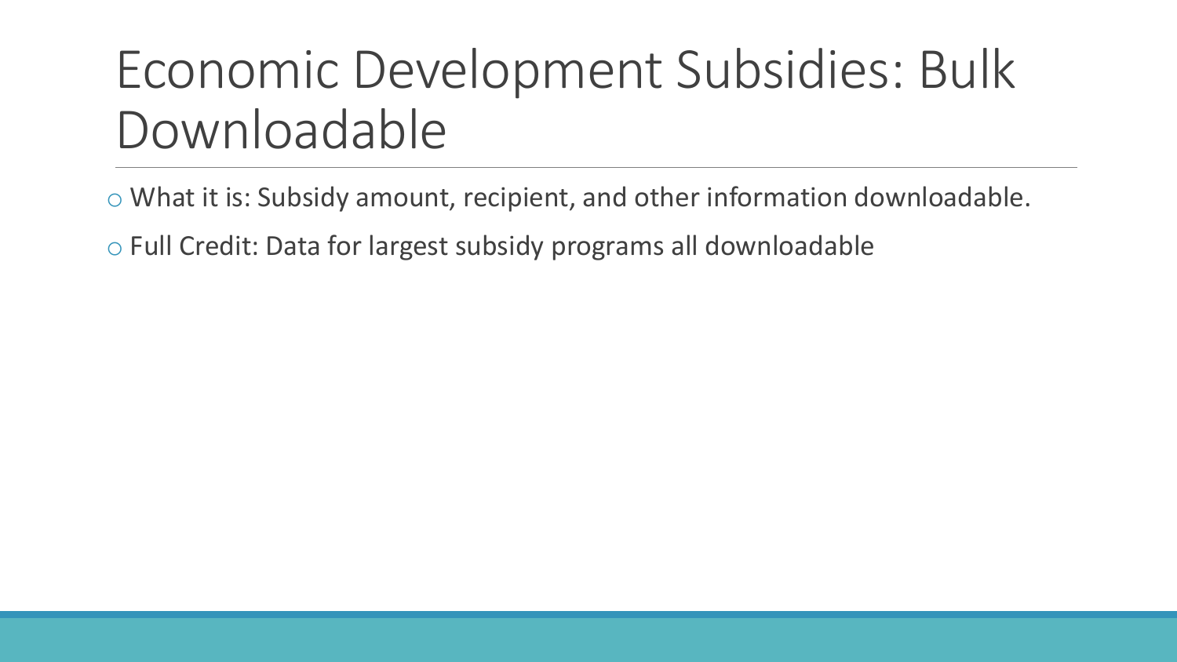# Economic Development Subsidies: Bulk Downloadable

- What it is: Subsidy amount, recipient, and other information downloadable.
- Full Credit: Data for largest subsidy programs all downloadable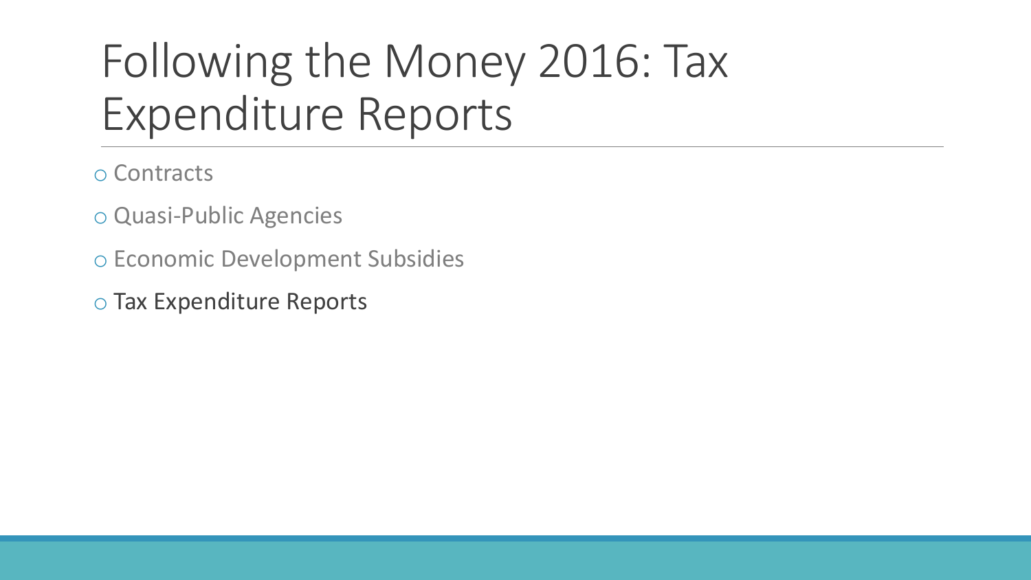# Following the Money 2016: Tax Expenditure Reports

- Contracts
- Quasi-Public Agencies
- Economic Development Subsidies
- Tax Expenditure Reports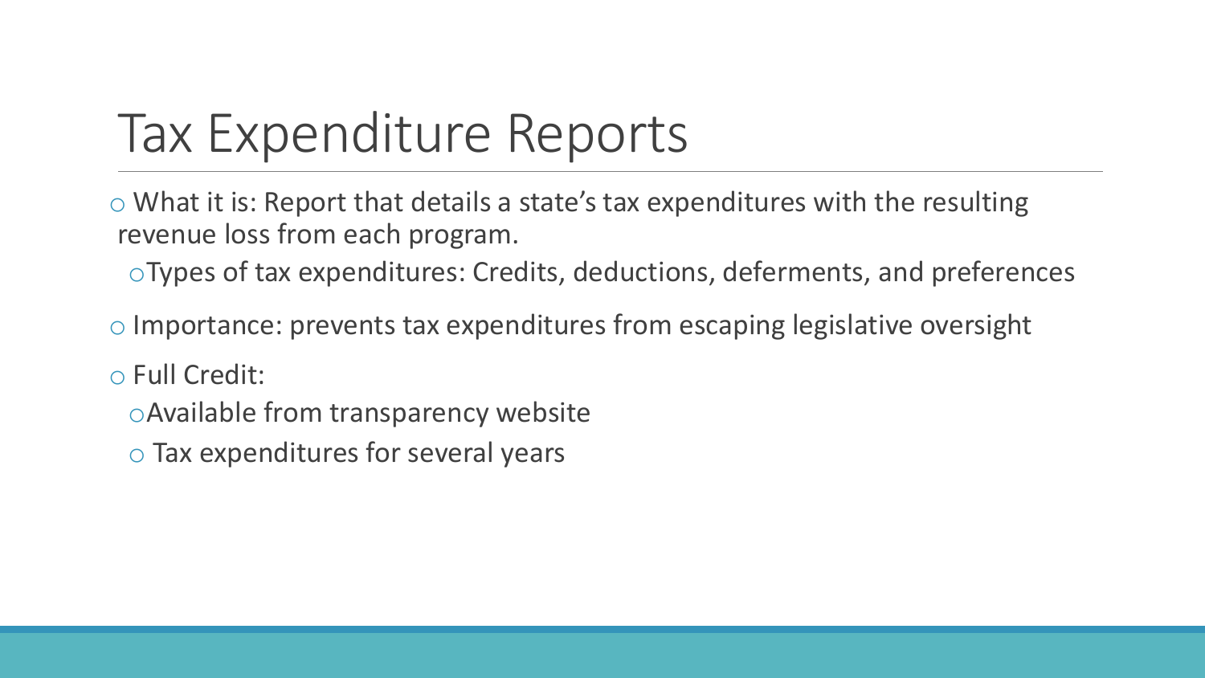# Tax Expenditure Reports

- What it is: Report that details a state's tax expenditures with the resulting revenue loss from each program.
  - Types of tax expenditures: Credits, deductions, deferments, and preferences
- Importance: prevents tax expenditures from escaping legislative oversight
- Full Credit:
  - Available from transparency website
  - Tax expenditures for several years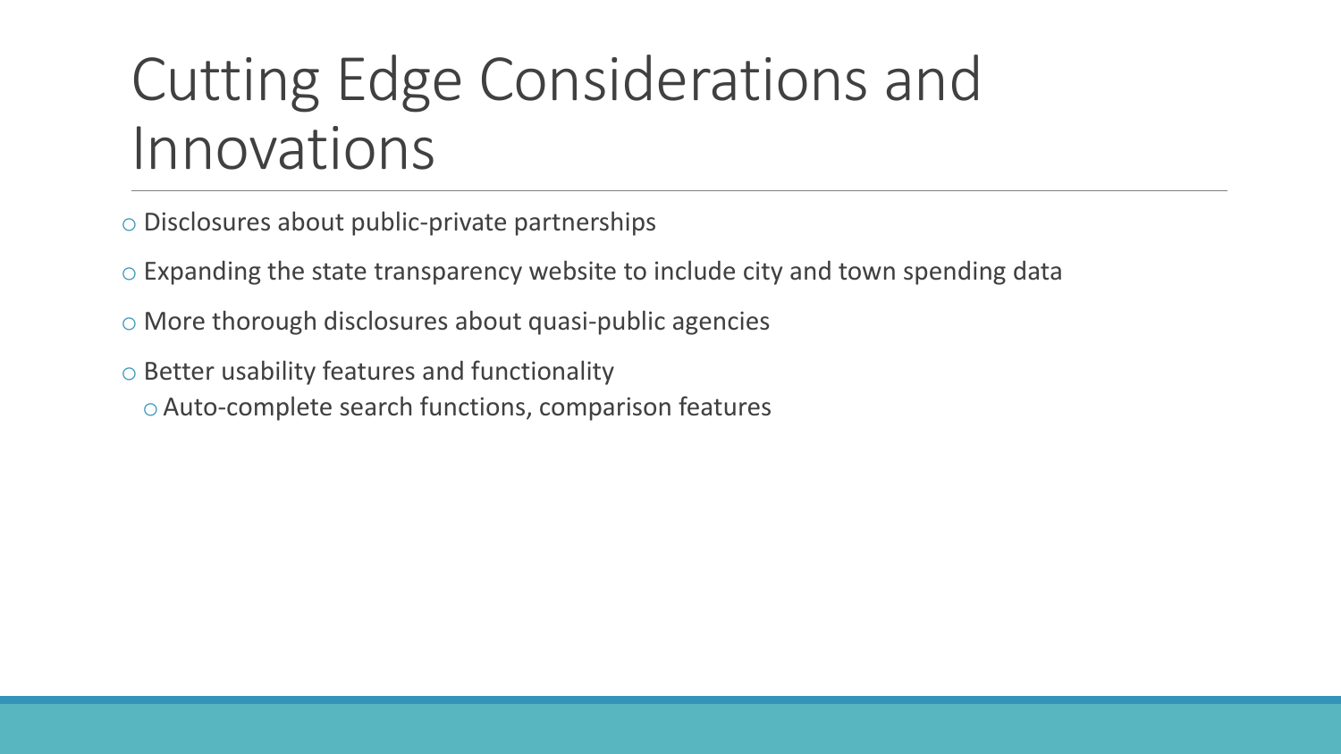# Cutting Edge Considerations and Innovations

- Disclosures about public-private partnerships
- Expanding the state transparency website to include city and town spending data
- More thorough disclosures about quasi-public agencies
- Better usability features and functionality
  - Auto-complete search functions, comparison features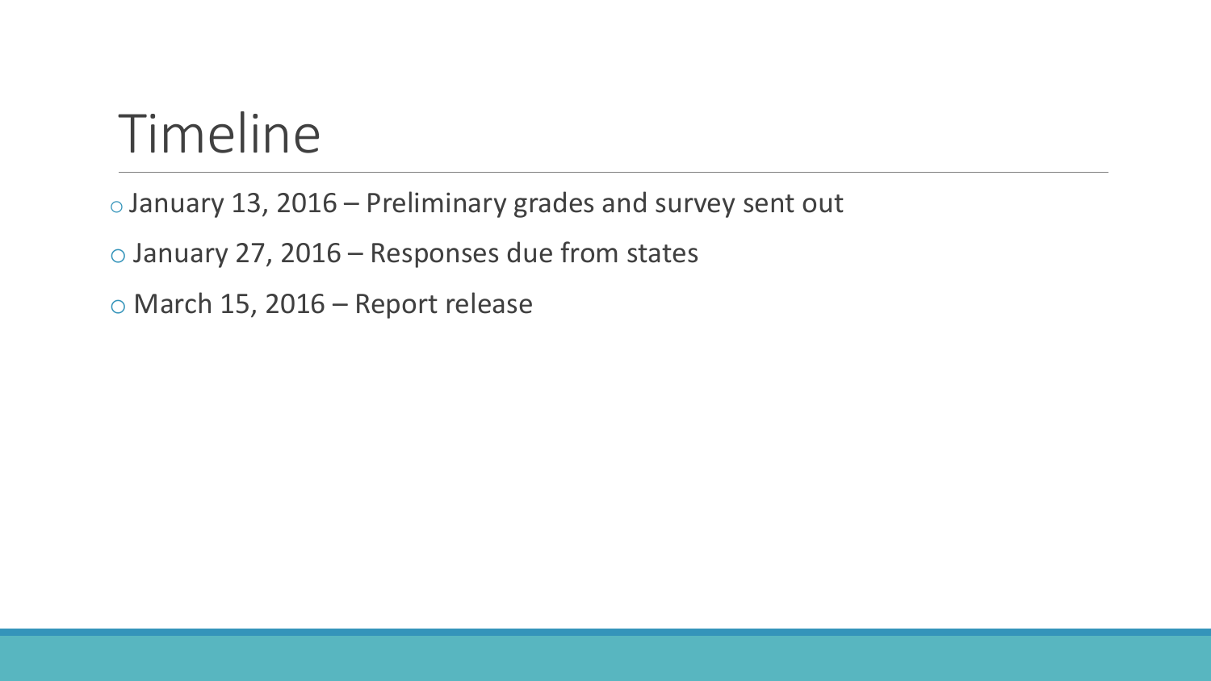# Timeline

- January 13, 2016 – Preliminary grades and survey sent out
- January 27, 2016 – Responses due from states
- March 15, 2016 – Report release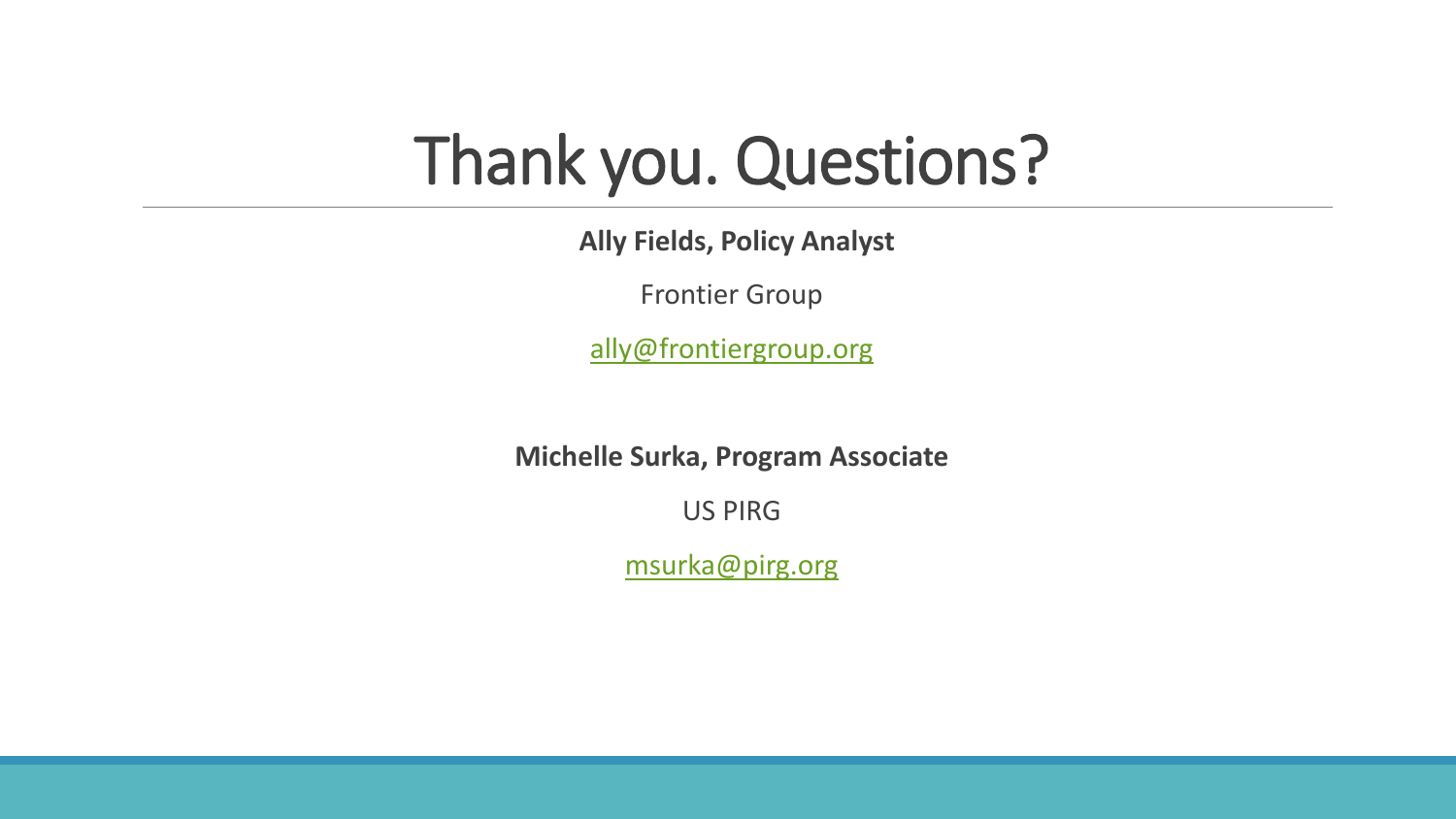# Thank you. Questions?

**Ally Fields, Policy Analyst**

Frontier Group

ally@frontiergroup.org

**Michelle Surka, Program Associate**

US PIRG

msurka@pirg.org